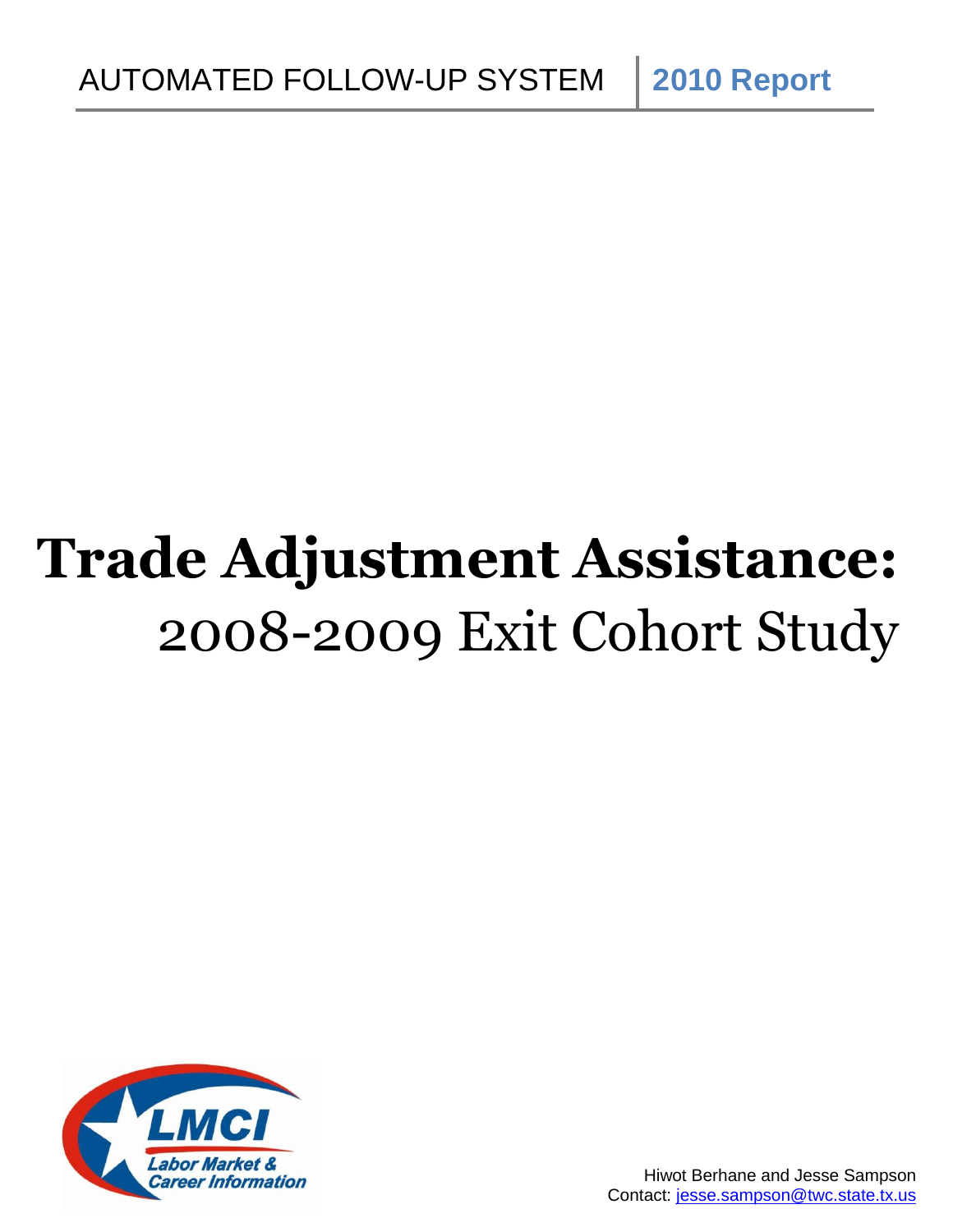AUTOMATED FOLLOW-UP SYSTEM | **2010 Report**

# **Trade Adjustment Assistance:** 2008-2009 Exit Cohort Study

LMCI
*Labor Market & Career Information*

Hiwot Berhane and Jesse Sampson
Contact: jesse.sampson@twc.state.tx.us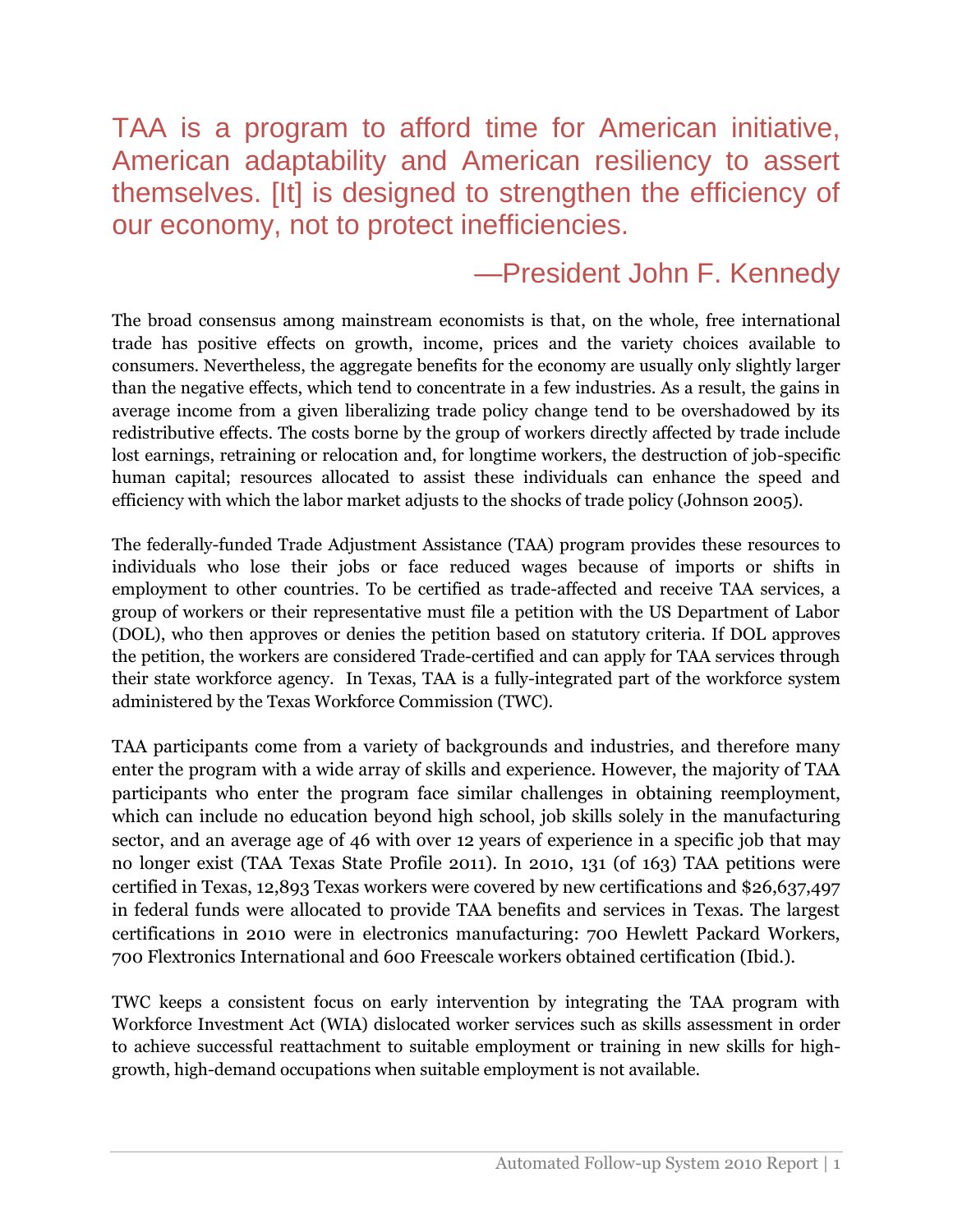> TAA is a program to afford time for American initiative, American adaptability and American resiliency to assert themselves. [It] is designed to strengthen the efficiency of our economy, not to protect inefficiencies.
>
> —President John F. Kennedy

The broad consensus among mainstream economists is that, on the whole, free international trade has positive effects on growth, income, prices and the variety choices available to consumers. Nevertheless, the aggregate benefits for the economy are usually only slightly larger than the negative effects, which tend to concentrate in a few industries. As a result, the gains in average income from a given liberalizing trade policy change tend to be overshadowed by its redistributive effects. The costs borne by the group of workers directly affected by trade include lost earnings, retraining or relocation and, for longtime workers, the destruction of job-specific human capital; resources allocated to assist these individuals can enhance the speed and efficiency with which the labor market adjusts to the shocks of trade policy (Johnson 2005).

The federally-funded Trade Adjustment Assistance (TAA) program provides these resources to individuals who lose their jobs or face reduced wages because of imports or shifts in employment to other countries. To be certified as trade-affected and receive TAA services, a group of workers or their representative must file a petition with the US Department of Labor (DOL), who then approves or denies the petition based on statutory criteria. If DOL approves the petition, the workers are considered Trade-certified and can apply for TAA services through their state workforce agency. In Texas, TAA is a fully-integrated part of the workforce system administered by the Texas Workforce Commission (TWC).

TAA participants come from a variety of backgrounds and industries, and therefore many enter the program with a wide array of skills and experience. However, the majority of TAA participants who enter the program face similar challenges in obtaining reemployment, which can include no education beyond high school, job skills solely in the manufacturing sector, and an average age of 46 with over 12 years of experience in a specific job that may no longer exist (TAA Texas State Profile 2011). In 2010, 131 (of 163) TAA petitions were certified in Texas, 12,893 Texas workers were covered by new certifications and $26,637,497 in federal funds were allocated to provide TAA benefits and services in Texas. The largest certifications in 2010 were in electronics manufacturing: 700 Hewlett Packard Workers, 700 Flextronics International and 600 Freescale workers obtained certification (Ibid.).

TWC keeps a consistent focus on early intervention by integrating the TAA program with Workforce Investment Act (WIA) dislocated worker services such as skills assessment in order to achieve successful reattachment to suitable employment or training in new skills for high-growth, high-demand occupations when suitable employment is not available.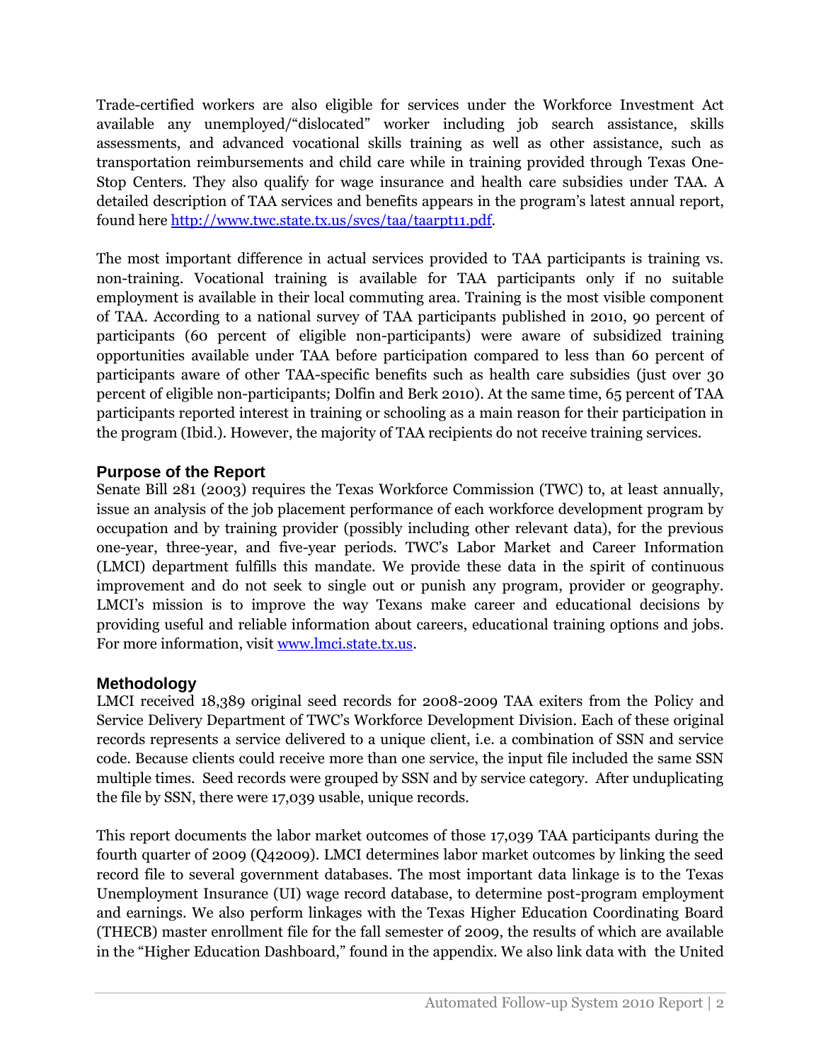Trade-certified workers are also eligible for services under the Workforce Investment Act available any unemployed/"dislocated" worker including job search assistance, skills assessments, and advanced vocational skills training as well as other assistance, such as transportation reimbursements and child care while in training provided through Texas One-Stop Centers. They also qualify for wage insurance and health care subsidies under TAA. A detailed description of TAA services and benefits appears in the program's latest annual report, found here [http://www.twc.state.tx.us/svcs/taa/taarpt11.pdf](http://www.twc.state.tx.us/svcs/taa/taarpt11.pdf).

The most important difference in actual services provided to TAA participants is training vs. non-training. Vocational training is available for TAA participants only if no suitable employment is available in their local commuting area. Training is the most visible component of TAA. According to a national survey of TAA participants published in 2010, 90 percent of participants (60 percent of eligible non-participants) were aware of subsidized training opportunities available under TAA before participation compared to less than 60 percent of participants aware of other TAA-specific benefits such as health care subsidies (just over 30 percent of eligible non-participants; Dolfin and Berk 2010). At the same time, 65 percent of TAA participants reported interest in training or schooling as a main reason for their participation in the program (Ibid.). However, the majority of TAA recipients do not receive training services.

## Purpose of the Report

Senate Bill 281 (2003) requires the Texas Workforce Commission (TWC) to, at least annually, issue an analysis of the job placement performance of each workforce development program by occupation and by training provider (possibly including other relevant data), for the previous one-year, three-year, and five-year periods. TWC's Labor Market and Career Information (LMCI) department fulfills this mandate. We provide these data in the spirit of continuous improvement and do not seek to single out or punish any program, provider or geography. LMCI's mission is to improve the way Texans make career and educational decisions by providing useful and reliable information about careers, educational training options and jobs. For more information, visit [www.lmci.state.tx.us](http://www.lmci.state.tx.us).

## Methodology

LMCI received 18,389 original seed records for 2008-2009 TAA exiters from the Policy and Service Delivery Department of TWC's Workforce Development Division. Each of these original records represents a service delivered to a unique client, i.e. a combination of SSN and service code. Because clients could receive more than one service, the input file included the same SSN multiple times. Seed records were grouped by SSN and by service category. After unduplicating the file by SSN, there were 17,039 usable, unique records.

This report documents the labor market outcomes of those 17,039 TAA participants during the fourth quarter of 2009 (Q42009). LMCI determines labor market outcomes by linking the seed record file to several government databases. The most important data linkage is to the Texas Unemployment Insurance (UI) wage record database, to determine post-program employment and earnings. We also perform linkages with the Texas Higher Education Coordinating Board (THECB) master enrollment file for the fall semester of 2009, the results of which are available in the "Higher Education Dashboard," found in the appendix. We also link data with the United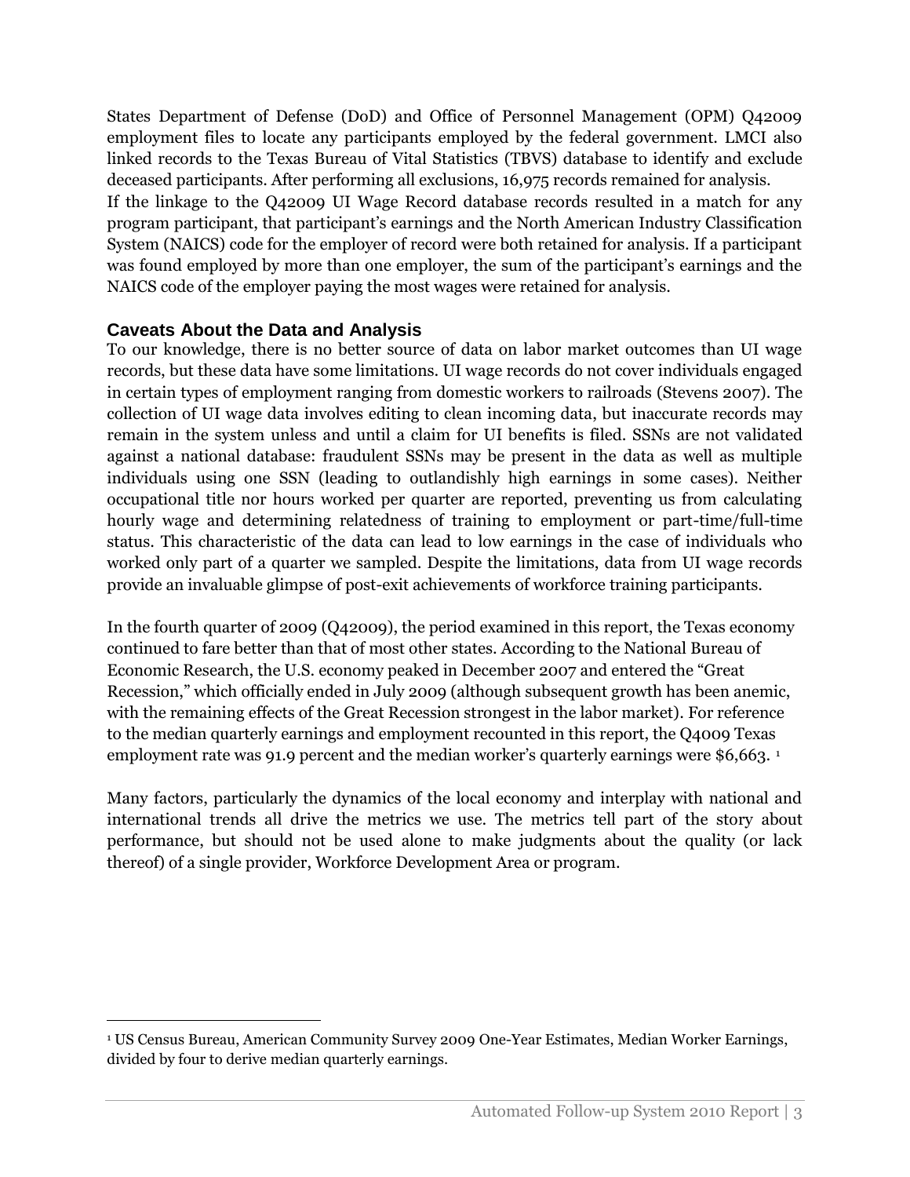States Department of Defense (DoD) and Office of Personnel Management (OPM) Q42009 employment files to locate any participants employed by the federal government. LMCI also linked records to the Texas Bureau of Vital Statistics (TBVS) database to identify and exclude deceased participants. After performing all exclusions, 16,975 records remained for analysis.

If the linkage to the Q42009 UI Wage Record database records resulted in a match for any program participant, that participant's earnings and the North American Industry Classification System (NAICS) code for the employer of record were both retained for analysis. If a participant was found employed by more than one employer, the sum of the participant's earnings and the NAICS code of the employer paying the most wages were retained for analysis.

## Caveats About the Data and Analysis

To our knowledge, there is no better source of data on labor market outcomes than UI wage records, but these data have some limitations. UI wage records do not cover individuals engaged in certain types of employment ranging from domestic workers to railroads (Stevens 2007). The collection of UI wage data involves editing to clean incoming data, but inaccurate records may remain in the system unless and until a claim for UI benefits is filed. SSNs are not validated against a national database: fraudulent SSNs may be present in the data as well as multiple individuals using one SSN (leading to outlandishly high earnings in some cases). Neither occupational title nor hours worked per quarter are reported, preventing us from calculating hourly wage and determining relatedness of training to employment or part-time/full-time status. This characteristic of the data can lead to low earnings in the case of individuals who worked only part of a quarter we sampled. Despite the limitations, data from UI wage records provide an invaluable glimpse of post-exit achievements of workforce training participants.

In the fourth quarter of 2009 (Q42009), the period examined in this report, the Texas economy continued to fare better than that of most other states. According to the National Bureau of Economic Research, the U.S. economy peaked in December 2007 and entered the "Great Recession," which officially ended in July 2009 (although subsequent growth has been anemic, with the remaining effects of the Great Recession strongest in the labor market). For reference to the median quarterly earnings and employment recounted in this report, the Q4009 Texas employment rate was 91.9 percent and the median worker's quarterly earnings were $6,663. [1]

Many factors, particularly the dynamics of the local economy and interplay with national and international trends all drive the metrics we use. The metrics tell part of the story about performance, but should not be used alone to make judgments about the quality (or lack thereof) of a single provider, Workforce Development Area or program.

---

[1] US Census Bureau, American Community Survey 2009 One-Year Estimates, Median Worker Earnings, divided by four to derive median quarterly earnings.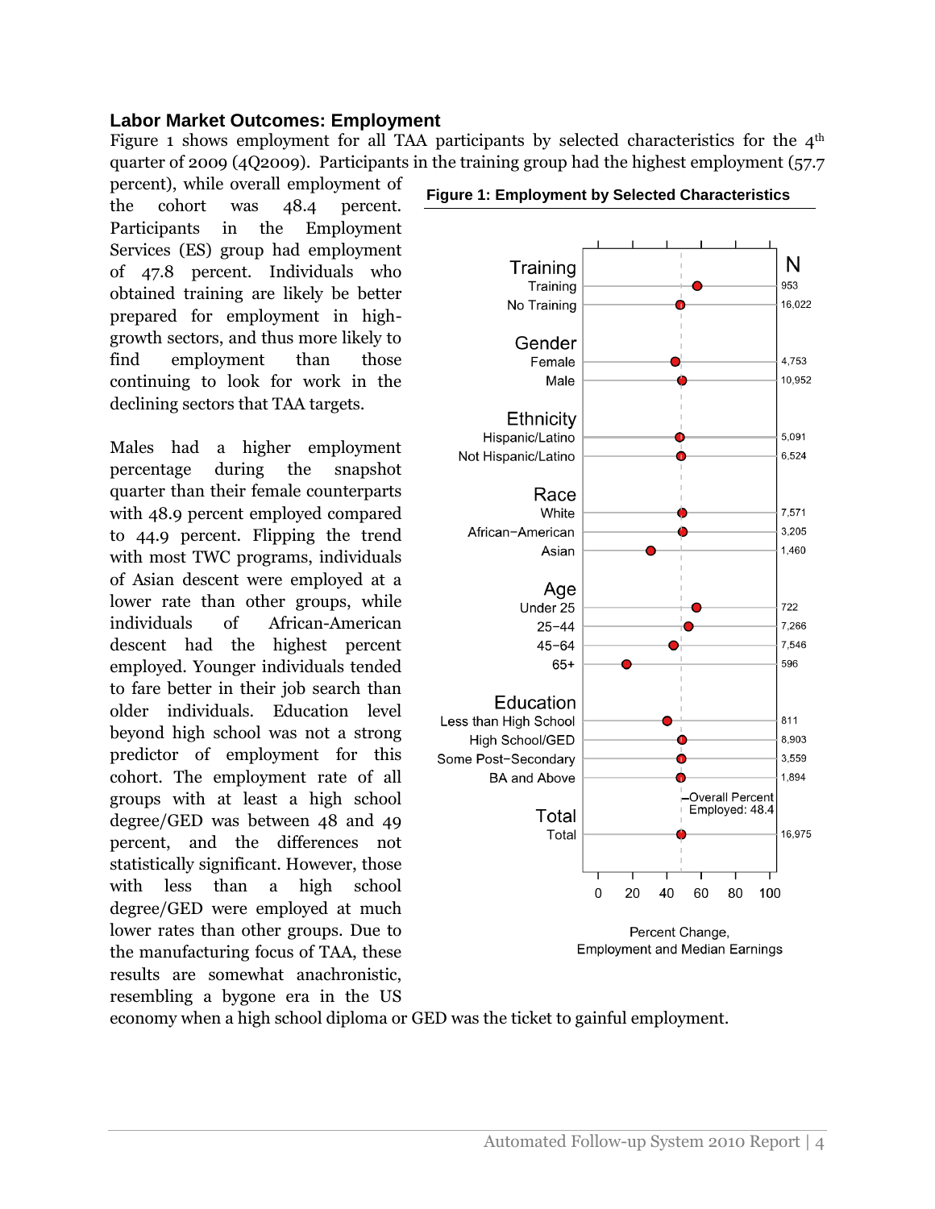### Labor Market Outcomes: Employment

Figure 1 shows employment for all TAA participants by selected characteristics for the 4th quarter of 2009 (4Q2009). Participants in the training group had the highest employment (57.7 percent), while overall employment of the cohort was 48.4 percent. Participants in the Employment Services (ES) group had employment of 47.8 percent. Individuals who obtained training are likely be better prepared for employment in high-growth sectors, and thus more likely to find employment than those continuing to look for work in the declining sectors that TAA targets.

Males had a higher employment percentage during the snapshot quarter than their female counterparts with 48.9 percent employed compared to 44.9 percent. Flipping the trend with most TWC programs, individuals of Asian descent were employed at a lower rate than other groups, while individuals of African-American descent had the highest percent employed. Younger individuals tended to fare better in their job search than older individuals. Education level beyond high school was not a strong predictor of employment for this cohort. The employment rate of all groups with at least a high school degree/GED was between 48 and 49 percent, and the differences not statistically significant. However, those with less than a high school degree/GED were employed at much lower rates than other groups. Due to the manufacturing focus of TAA, these results are somewhat anachronistic, resembling a bygone era in the US economy when a high school diploma or GED was the ticket to gainful employment.

**Figure 1: Employment by Selected Characteristics**

| Category | Group | N |
| --- | --- | --- |
| Training | Training | 953 |
| | No Training | 16,022 |
| Gender | Female | 4,753 |
| | Male | 10,952 |
| Ethnicity | Hispanic/Latino | 5,091 |
| | Not Hispanic/Latino | 6,524 |
| Race | White | 7,571 |
| | African−American | 3,205 |
| | Asian | 1,460 |
| Age | Under 25 | 722 |
| | 25−44 | 7,266 |
| | 45−64 | 7,546 |
| | 65+ | 596 |
| Education | Less than High School | 811 |
| | High School/GED | 8,903 |
| | Some Post−Secondary | 3,559 |
| | BA and Above | 1,894 |
| Total | Total | 16,975 |

Overall Percent Employed: 48.4

Percent Change, Employment and Median Earnings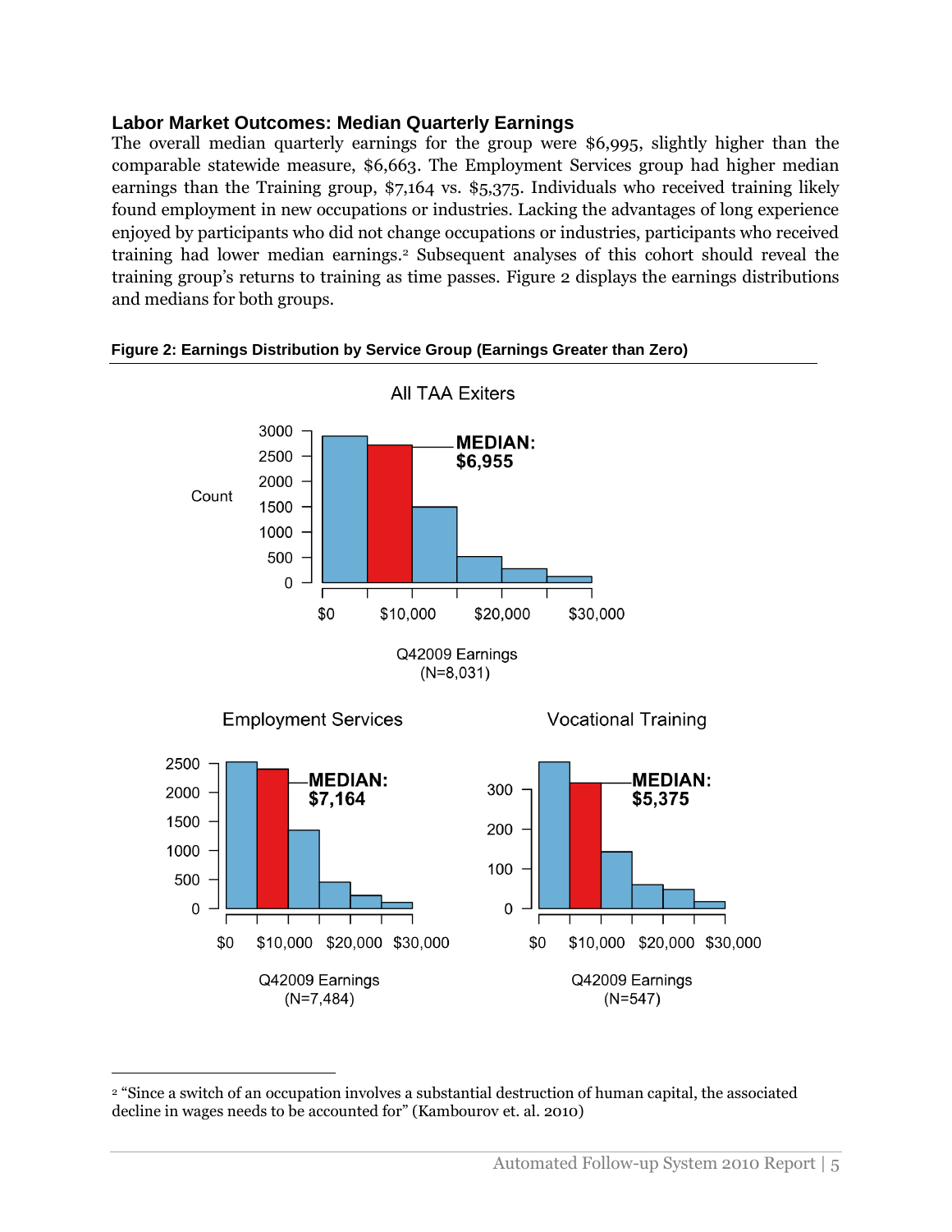## Labor Market Outcomes: Median Quarterly Earnings

The overall median quarterly earnings for the group were $6,995, slightly higher than the comparable statewide measure, $6,663. The Employment Services group had higher median earnings than the Training group, $7,164 vs. $5,375. Individuals who received training likely found employment in new occupations or industries. Lacking the advantages of long experience enjoyed by participants who did not change occupations or industries, participants who received training had lower median earnings.[2] Subsequent analyses of this cohort should reveal the training group's returns to training as time passes. Figure 2 displays the earnings distributions and medians for both groups.

**Figure 2: Earnings Distribution by Service Group (Earnings Greater than Zero)**

All TAA Exiters

MEDIAN: $6,955

Count

Q42009 Earnings (N=8,031)

Employment Services

MEDIAN: $7,164

Q42009 Earnings (N=7,484)

Vocational Training

MEDIAN: $5,375

Q42009 Earnings (N=547)

---

[2] "Since a switch of an occupation involves a substantial destruction of human capital, the associated decline in wages needs to be accounted for" (Kambourov et. al. 2010)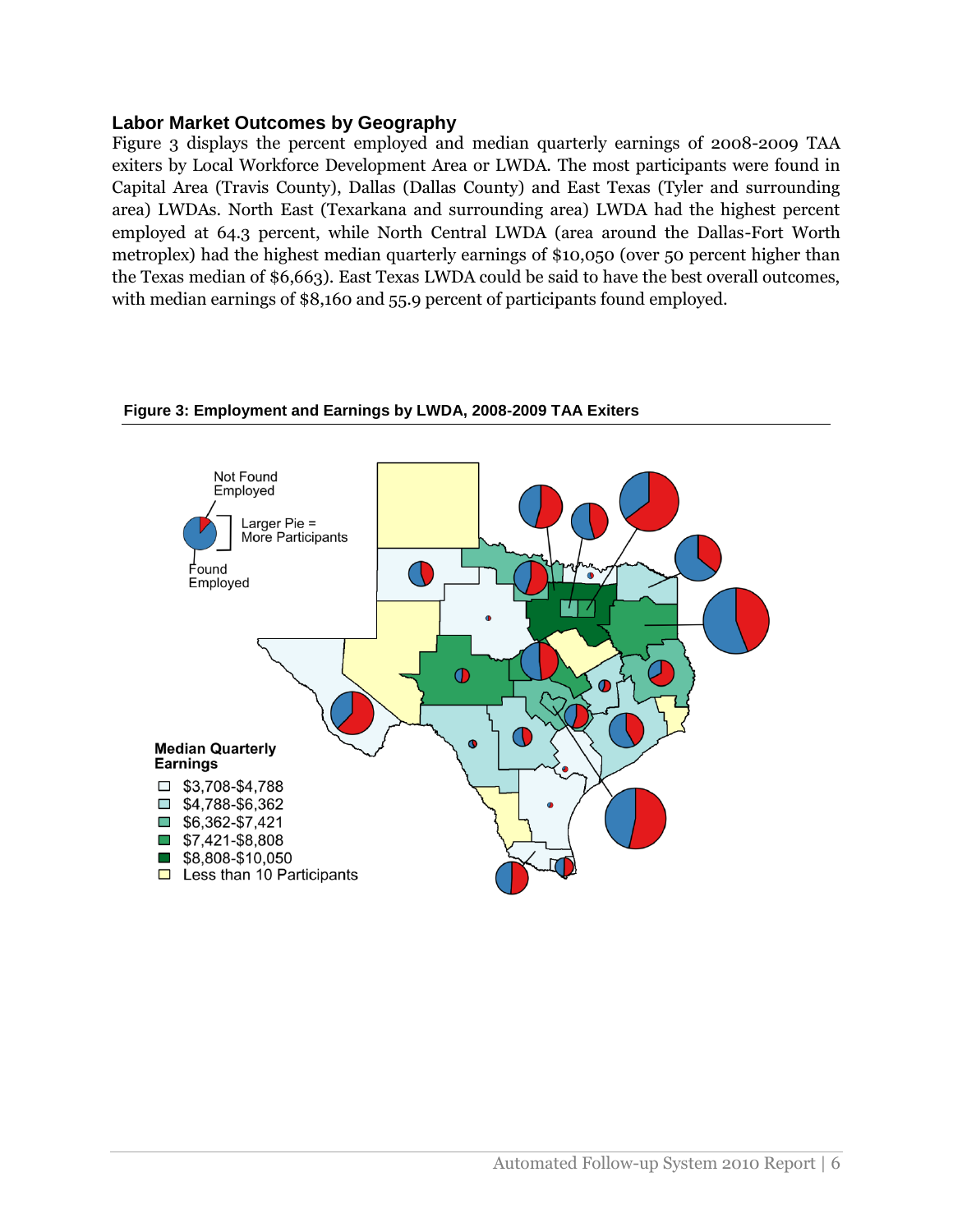## Labor Market Outcomes by Geography

Figure 3 displays the percent employed and median quarterly earnings of 2008-2009 TAA exiters by Local Workforce Development Area or LWDA. The most participants were found in Capital Area (Travis County), Dallas (Dallas County) and East Texas (Tyler and surrounding area) LWDAs. North East (Texarkana and surrounding area) LWDA had the highest percent employed at 64.3 percent, while North Central LWDA (area around the Dallas-Fort Worth metroplex) had the highest median quarterly earnings of $10,050 (over 50 percent higher than the Texas median of $6,663). East Texas LWDA could be said to have the best overall outcomes, with median earnings of $8,160 and 55.9 percent of participants found employed.

**Figure 3: Employment and Earnings by LWDA, 2008-2009 TAA Exiters**

Not Found Employed

Larger Pie = More Participants

Found Employed

**Median Quarterly Earnings**

- $3,708-$4,788
- $4,788-$6,362
- $6,362-$7,421
- $7,421-$8,808
- $8,808-$10,050
- Less than 10 Participants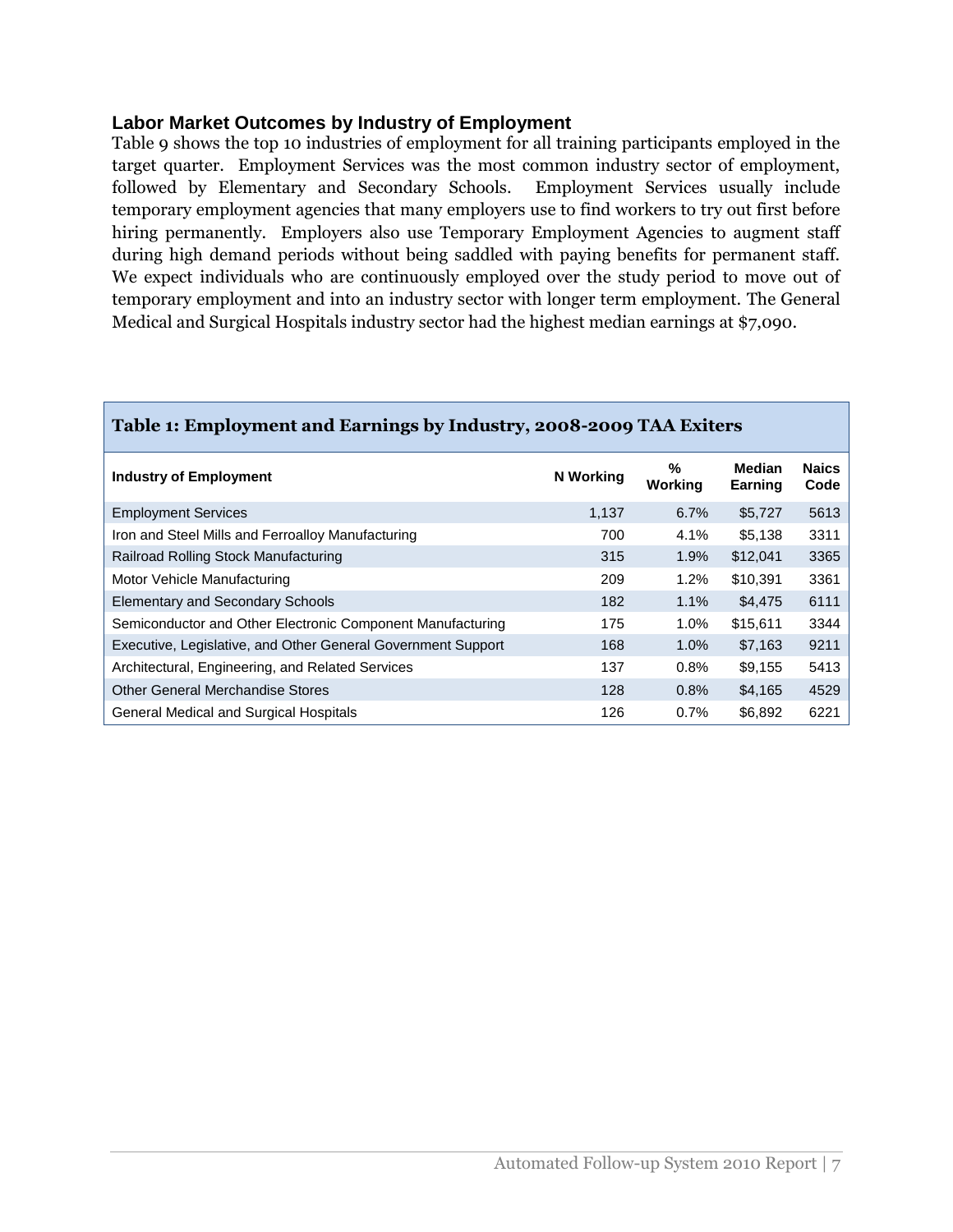## Labor Market Outcomes by Industry of Employment

Table 9 shows the top 10 industries of employment for all training participants employed in the target quarter. Employment Services was the most common industry sector of employment, followed by Elementary and Secondary Schools. Employment Services usually include temporary employment agencies that many employers use to find workers to try out first before hiring permanently. Employers also use Temporary Employment Agencies to augment staff during high demand periods without being saddled with paying benefits for permanent staff. We expect individuals who are continuously employed over the study period to move out of temporary employment and into an industry sector with longer term employment. The General Medical and Surgical Hospitals industry sector had the highest median earnings at $7,090.

**Table 1: Employment and Earnings by Industry, 2008-2009 TAA Exiters**

| Industry of Employment | N Working | % Working | Median Earning | Naics Code |
|---|---|---|---|---|
| Employment Services | 1,137 | 6.7% | $5,727 | 5613 |
| Iron and Steel Mills and Ferroalloy Manufacturing | 700 | 4.1% | $5,138 | 3311 |
| Railroad Rolling Stock Manufacturing | 315 | 1.9% | $12,041 | 3365 |
| Motor Vehicle Manufacturing | 209 | 1.2% | $10,391 | 3361 |
| Elementary and Secondary Schools | 182 | 1.1% | $4,475 | 6111 |
| Semiconductor and Other Electronic Component Manufacturing | 175 | 1.0% | $15,611 | 3344 |
| Executive, Legislative, and Other General Government Support | 168 | 1.0% | $7,163 | 9211 |
| Architectural, Engineering, and Related Services | 137 | 0.8% | $9,155 | 5413 |
| Other General Merchandise Stores | 128 | 0.8% | $4,165 | 4529 |
| General Medical and Surgical Hospitals | 126 | 0.7% | $6,892 | 6221 |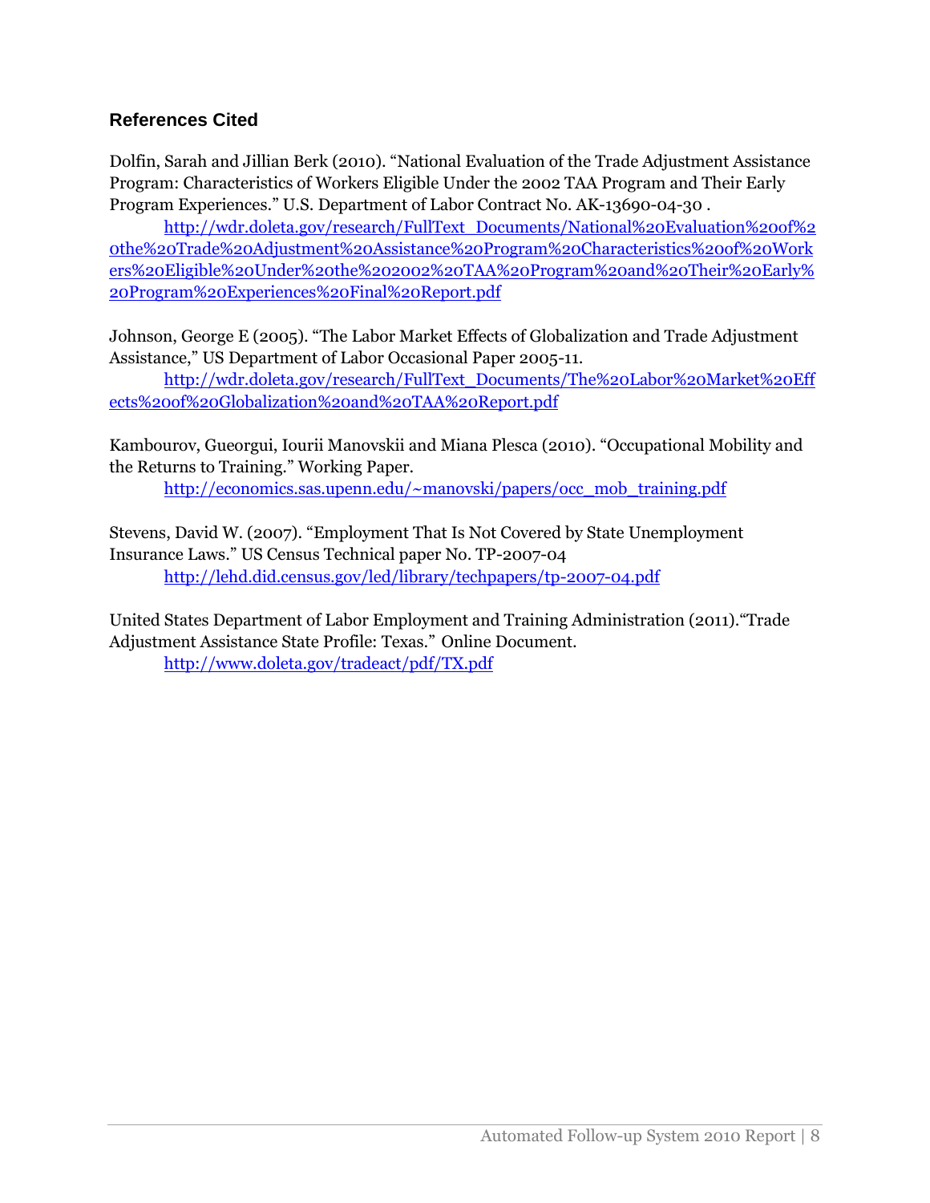## References Cited

Dolfin, Sarah and Jillian Berk (2010). "National Evaluation of the Trade Adjustment Assistance Program: Characteristics of Workers Eligible Under the 2002 TAA Program and Their Early Program Experiences." U.S. Department of Labor Contract No. AK-13690-04-30 .
http://wdr.doleta.gov/research/FullText_Documents/National%20Evaluation%20of%20the%20Trade%20Adjustment%20Assistance%20Program%20Characteristics%20of%20Workers%20Eligible%20Under%20the%202002%20TAA%20Program%20and%20Their%20Early%20Program%20Experiences%20Final%20Report.pdf

Johnson, George E (2005). "The Labor Market Effects of Globalization and Trade Adjustment Assistance," US Department of Labor Occasional Paper 2005-11.
http://wdr.doleta.gov/research/FullText_Documents/The%20Labor%20Market%20Effects%20of%20Globalization%20and%20TAA%20Report.pdf

Kambourov, Gueorgui, Iourii Manovskii and Miana Plesca (2010). "Occupational Mobility and the Returns to Training." Working Paper.
http://economics.sas.upenn.edu/~manovski/papers/occ_mob_training.pdf

Stevens, David W. (2007). "Employment That Is Not Covered by State Unemployment Insurance Laws." US Census Technical paper No. TP-2007-04
http://lehd.did.census.gov/led/library/techpapers/tp-2007-04.pdf

United States Department of Labor Employment and Training Administration (2011)."Trade Adjustment Assistance State Profile: Texas." Online Document.
http://www.doleta.gov/tradeact/pdf/TX.pdf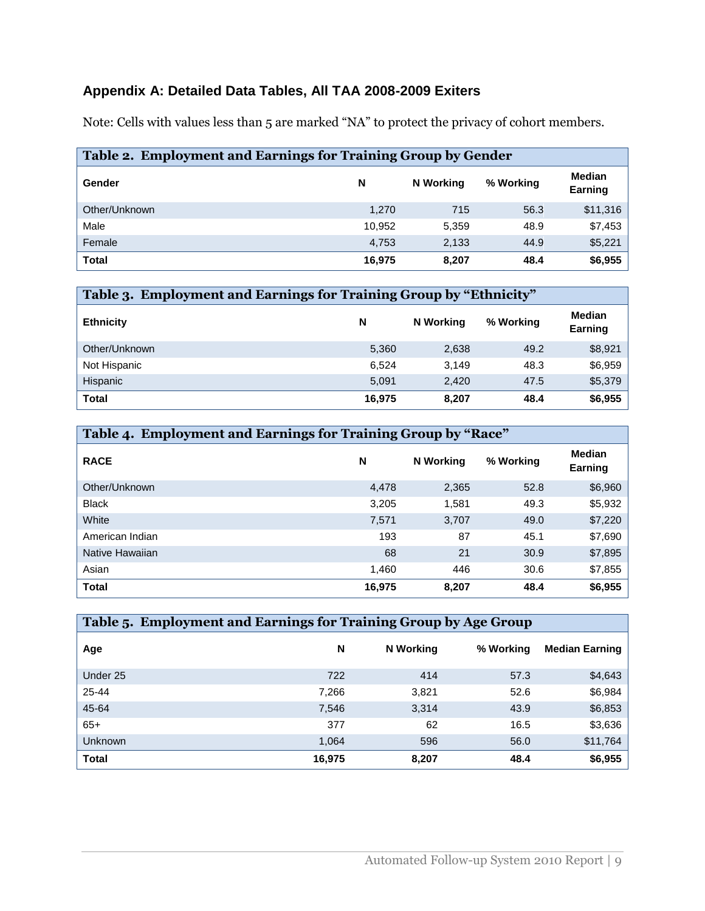## Appendix A: Detailed Data Tables, All TAA 2008-2009 Exiters

Note: Cells with values less than 5 are marked "NA" to protect the privacy of cohort members.

**Table 2. Employment and Earnings for Training Group by Gender**

| Gender | N | N Working | % Working | Median Earning |
|---|---|---|---|---|
| Other/Unknown | 1,270 | 715 | 56.3 | $11,316 |
| Male | 10,952 | 5,359 | 48.9 | $7,453 |
| Female | 4,753 | 2,133 | 44.9 | $5,221 |
| **Total** | **16,975** | **8,207** | **48.4** | **$6,955** |

**Table 3. Employment and Earnings for Training Group by "Ethnicity"**

| Ethnicity | N | N Working | % Working | Median Earning |
|---|---|---|---|---|
| Other/Unknown | 5,360 | 2,638 | 49.2 | $8,921 |
| Not Hispanic | 6,524 | 3,149 | 48.3 | $6,959 |
| Hispanic | 5,091 | 2,420 | 47.5 | $5,379 |
| **Total** | **16,975** | **8,207** | **48.4** | **$6,955** |

**Table 4. Employment and Earnings for Training Group by "Race"**

| RACE | N | N Working | % Working | Median Earning |
|---|---|---|---|---|
| Other/Unknown | 4,478 | 2,365 | 52.8 | $6,960 |
| Black | 3,205 | 1,581 | 49.3 | $5,932 |
| White | 7,571 | 3,707 | 49.0 | $7,220 |
| American Indian | 193 | 87 | 45.1 | $7,690 |
| Native Hawaiian | 68 | 21 | 30.9 | $7,895 |
| Asian | 1,460 | 446 | 30.6 | $7,855 |
| **Total** | **16,975** | **8,207** | **48.4** | **$6,955** |

**Table 5. Employment and Earnings for Training Group by Age Group**

| Age | N | N Working | % Working | Median Earning |
|---|---|---|---|---|
| Under 25 | 722 | 414 | 57.3 | $4,643 |
| 25-44 | 7,266 | 3,821 | 52.6 | $6,984 |
| 45-64 | 7,546 | 3,314 | 43.9 | $6,853 |
| 65+ | 377 | 62 | 16.5 | $3,636 |
| Unknown | 1,064 | 596 | 56.0 | $11,764 |
| **Total** | **16,975** | **8,207** | **48.4** | **$6,955** |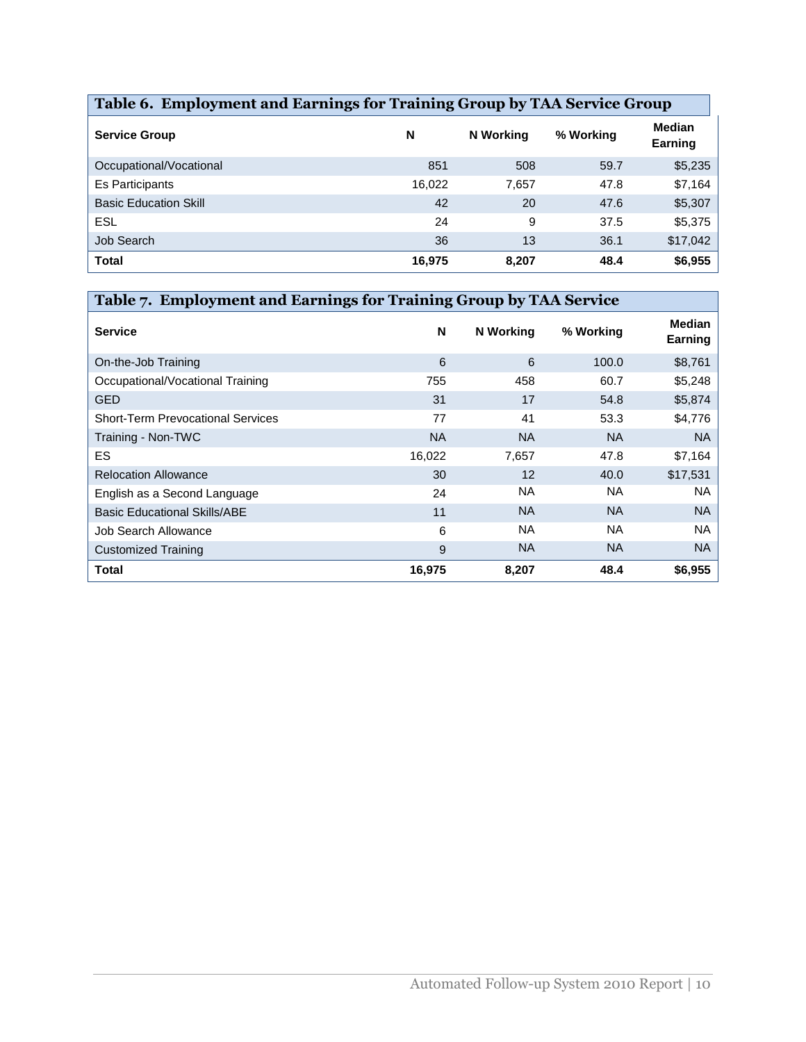## Table 6. Employment and Earnings for Training Group by TAA Service Group

| Service Group | N | N Working | % Working | Median Earning |
|---|---|---|---|---|
| Occupational/Vocational | 851 | 508 | 59.7 | $5,235 |
| Es Participants | 16,022 | 7,657 | 47.8 | $7,164 |
| Basic Education Skill | 42 | 20 | 47.6 | $5,307 |
| ESL | 24 | 9 | 37.5 | $5,375 |
| Job Search | 36 | 13 | 36.1 | $17,042 |
| **Total** | **16,975** | **8,207** | **48.4** | **$6,955** |

## Table 7. Employment and Earnings for Training Group by TAA Service

| Service | N | N Working | % Working | Median Earning |
|---|---|---|---|---|
| On-the-Job Training | 6 | 6 | 100.0 | $8,761 |
| Occupational/Vocational Training | 755 | 458 | 60.7 | $5,248 |
| GED | 31 | 17 | 54.8 | $5,874 |
| Short-Term Prevocational Services | 77 | 41 | 53.3 | $4,776 |
| Training - Non-TWC | NA | NA | NA | NA |
| ES | 16,022 | 7,657 | 47.8 | $7,164 |
| Relocation Allowance | 30 | 12 | 40.0 | $17,531 |
| English as a Second Language | 24 | NA | NA | NA |
| Basic Educational Skills/ABE | 11 | NA | NA | NA |
| Job Search Allowance | 6 | NA | NA | NA |
| Customized Training | 9 | NA | NA | NA |
| **Total** | **16,975** | **8,207** | **48.4** | **$6,955** |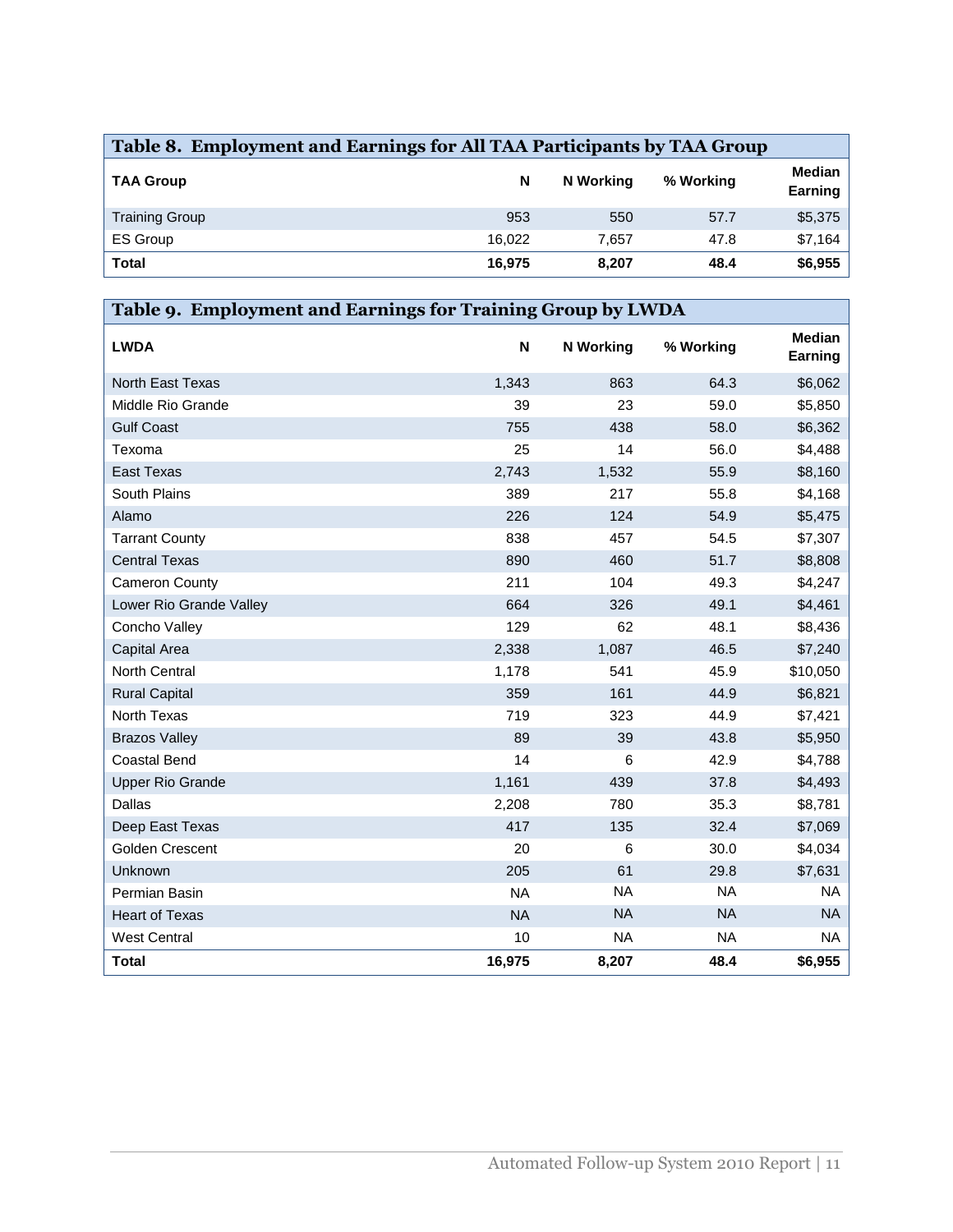**Table 8. Employment and Earnings for All TAA Participants by TAA Group**

| TAA Group | N | N Working | % Working | Median Earning |
|---|---|---|---|---|
| Training Group | 953 | 550 | 57.7 | $5,375 |
| ES Group | 16,022 | 7,657 | 47.8 | $7,164 |
| **Total** | **16,975** | **8,207** | **48.4** | **$6,955** |

**Table 9. Employment and Earnings for Training Group by LWDA**

| LWDA | N | N Working | % Working | Median Earning |
|---|---|---|---|---|
| North East Texas | 1,343 | 863 | 64.3 | $6,062 |
| Middle Rio Grande | 39 | 23 | 59.0 | $5,850 |
| Gulf Coast | 755 | 438 | 58.0 | $6,362 |
| Texoma | 25 | 14 | 56.0 | $4,488 |
| East Texas | 2,743 | 1,532 | 55.9 | $8,160 |
| South Plains | 389 | 217 | 55.8 | $4,168 |
| Alamo | 226 | 124 | 54.9 | $5,475 |
| Tarrant County | 838 | 457 | 54.5 | $7,307 |
| Central Texas | 890 | 460 | 51.7 | $8,808 |
| Cameron County | 211 | 104 | 49.3 | $4,247 |
| Lower Rio Grande Valley | 664 | 326 | 49.1 | $4,461 |
| Concho Valley | 129 | 62 | 48.1 | $8,436 |
| Capital Area | 2,338 | 1,087 | 46.5 | $7,240 |
| North Central | 1,178 | 541 | 45.9 | $10,050 |
| Rural Capital | 359 | 161 | 44.9 | $6,821 |
| North Texas | 719 | 323 | 44.9 | $7,421 |
| Brazos Valley | 89 | 39 | 43.8 | $5,950 |
| Coastal Bend | 14 | 6 | 42.9 | $4,788 |
| Upper Rio Grande | 1,161 | 439 | 37.8 | $4,493 |
| Dallas | 2,208 | 780 | 35.3 | $8,781 |
| Deep East Texas | 417 | 135 | 32.4 | $7,069 |
| Golden Crescent | 20 | 6 | 30.0 | $4,034 |
| Unknown | 205 | 61 | 29.8 | $7,631 |
| Permian Basin | NA | NA | NA | NA |
| Heart of Texas | NA | NA | NA | NA |
| West Central | 10 | NA | NA | NA |
| **Total** | **16,975** | **8,207** | **48.4** | **$6,955** |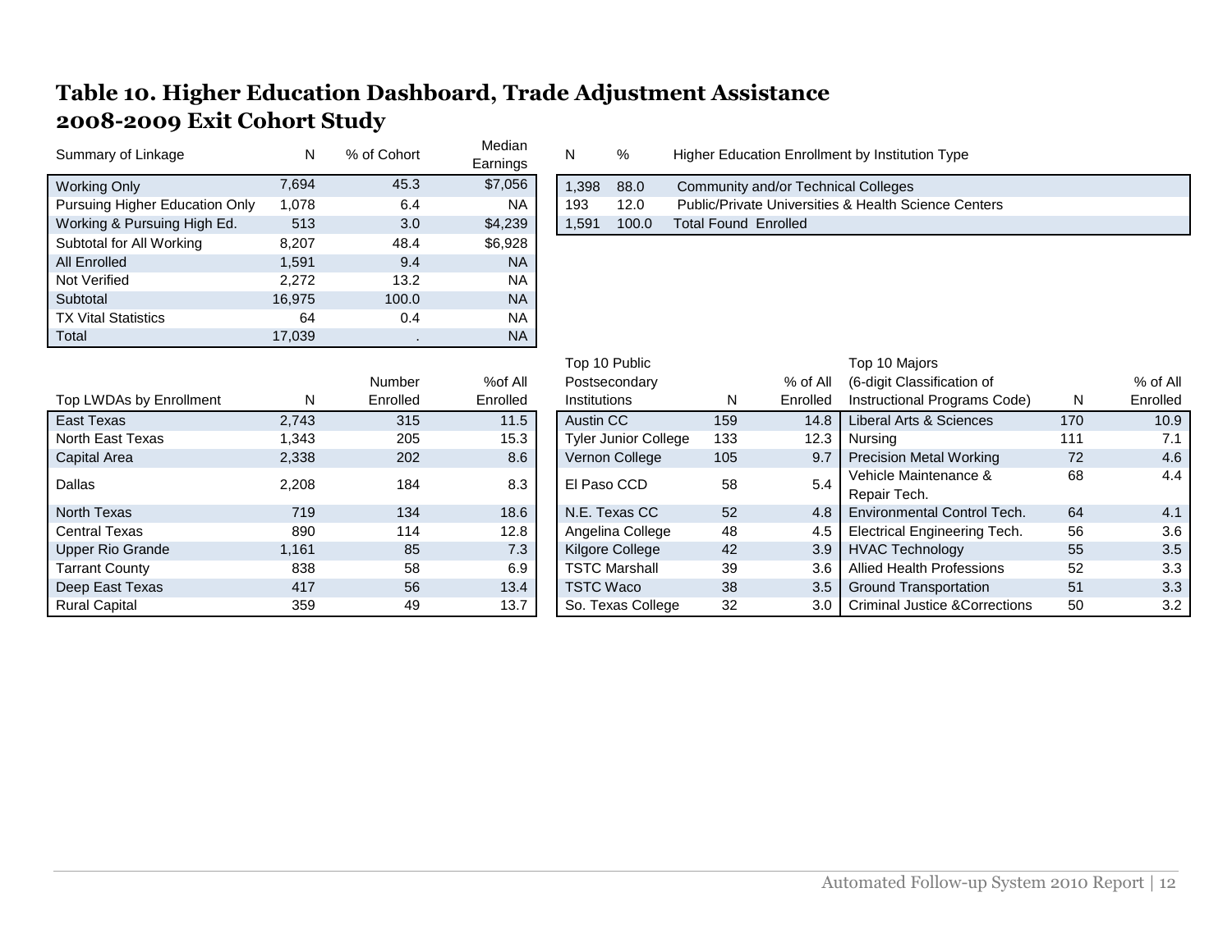## Table 10. Higher Education Dashboard, Trade Adjustment Assistance 2008-2009 Exit Cohort Study

| Summary of Linkage | N | % of Cohort | Median Earnings |
|---|---|---|---|
| Working Only | 7,694 | 45.3 | $7,056 |
| Pursuing Higher Education Only | 1,078 | 6.4 | NA |
| Working & Pursuing High Ed. | 513 | 3.0 | $4,239 |
| Subtotal for All Working | 8,207 | 48.4 | $6,928 |
| All Enrolled | 1,591 | 9.4 | NA |
| Not Verified | 2,272 | 13.2 | NA |
| Subtotal | 16,975 | 100.0 | NA |
| TX Vital Statistics | 64 | 0.4 | NA |
| Total | 17,039 | . | NA |

| N | % | Higher Education Enrollment by Institution Type |
|---|---|---|
| 1,398 | 88.0 | Community and/or Technical Colleges |
| 193 | 12.0 | Public/Private Universities & Health Science Centers |
| 1,591 | 100.0 | Total Found Enrolled |

| Top LWDAs by Enrollment | N | Number Enrolled | %of All Enrolled |
|---|---|---|---|
| East Texas | 2,743 | 315 | 11.5 |
| North East Texas | 1,343 | 205 | 15.3 |
| Capital Area | 2,338 | 202 | 8.6 |
| Dallas | 2,208 | 184 | 8.3 |
| North Texas | 719 | 134 | 18.6 |
| Central Texas | 890 | 114 | 12.8 |
| Upper Rio Grande | 1,161 | 85 | 7.3 |
| Tarrant County | 838 | 58 | 6.9 |
| Deep East Texas | 417 | 56 | 13.4 |
| Rural Capital | 359 | 49 | 13.7 |

| Top 10 Public Postsecondary Institutions | N | % of All Enrolled |
|---|---|---|
| Austin CC | 159 | 14.8 |
| Tyler Junior College | 133 | 12.3 |
| Vernon College | 105 | 9.7 |
| El Paso CCD | 58 | 5.4 |
| N.E. Texas CC | 52 | 4.8 |
| Angelina College | 48 | 4.5 |
| Kilgore College | 42 | 3.9 |
| TSTC Marshall | 39 | 3.6 |
| TSTC Waco | 38 | 3.5 |
| So. Texas College | 32 | 3.0 |

| Top 10 Majors (6-digit Classification of Instructional Programs Code) | N | % of All Enrolled |
|---|---|---|
| Liberal Arts & Sciences | 170 | 10.9 |
| Nursing | 111 | 7.1 |
| Precision Metal Working | 72 | 4.6 |
| Vehicle Maintenance & Repair Tech. | 68 | 4.4 |
| Environmental Control Tech. | 64 | 4.1 |
| Electrical Engineering Tech. | 56 | 3.6 |
| HVAC Technology | 55 | 3.5 |
| Allied Health Professions | 52 | 3.3 |
| Ground Transportation | 51 | 3.3 |
| Criminal Justice &Corrections | 50 | 3.2 |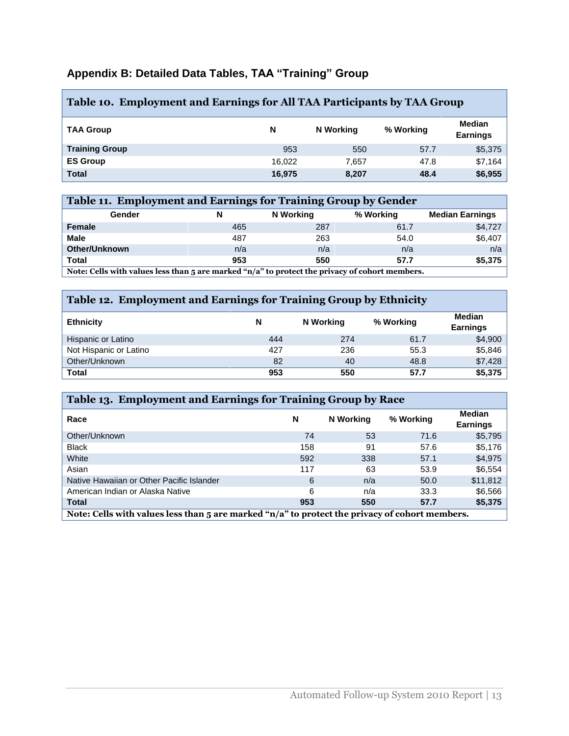## Appendix B: Detailed Data Tables, TAA "Training" Group

### Table 10. Employment and Earnings for All TAA Participants by TAA Group

| TAA Group | N | N Working | % Working | Median Earnings |
|---|---|---|---|---|
| **Training Group** | 953 | 550 | 57.7 | $5,375 |
| **ES Group** | 16,022 | 7,657 | 47.8 | $7,164 |
| **Total** | **16,975** | **8,207** | **48.4** | **$6,955** |

### Table 11. Employment and Earnings for Training Group by Gender

| Gender | N | N Working | % Working | Median Earnings |
|---|---|---|---|---|
| **Female** | 465 | 287 | 61.7 | $4,727 |
| **Male** | 487 | 263 | 54.0 | $6,407 |
| **Other/Unknown** | n/a | n/a | n/a | n/a |
| **Total** | **953** | **550** | **57.7** | **$5,375** |

**Note: Cells with values less than 5 are marked "n/a" to protect the privacy of cohort members.**

### Table 12. Employment and Earnings for Training Group by Ethnicity

| Ethnicity | N | N Working | % Working | Median Earnings |
|---|---|---|---|---|
| Hispanic or Latino | 444 | 274 | 61.7 | $4,900 |
| Not Hispanic or Latino | 427 | 236 | 55.3 | $5,846 |
| Other/Unknown | 82 | 40 | 48.8 | $7,428 |
| **Total** | **953** | **550** | **57.7** | **$5,375** |

### Table 13. Employment and Earnings for Training Group by Race

| Race | N | N Working | % Working | Median Earnings |
|---|---|---|---|---|
| Other/Unknown | 74 | 53 | 71.6 | $5,795 |
| Black | 158 | 91 | 57.6 | $5,176 |
| White | 592 | 338 | 57.1 | $4,975 |
| Asian | 117 | 63 | 53.9 | $6,554 |
| Native Hawaiian or Other Pacific Islander | 6 | n/a | 50.0 | $11,812 |
| American Indian or Alaska Native | 6 | n/a | 33.3 | $6,566 |
| **Total** | **953** | **550** | **57.7** | **$5,375** |

**Note: Cells with values less than 5 are marked "n/a" to protect the privacy of cohort members.**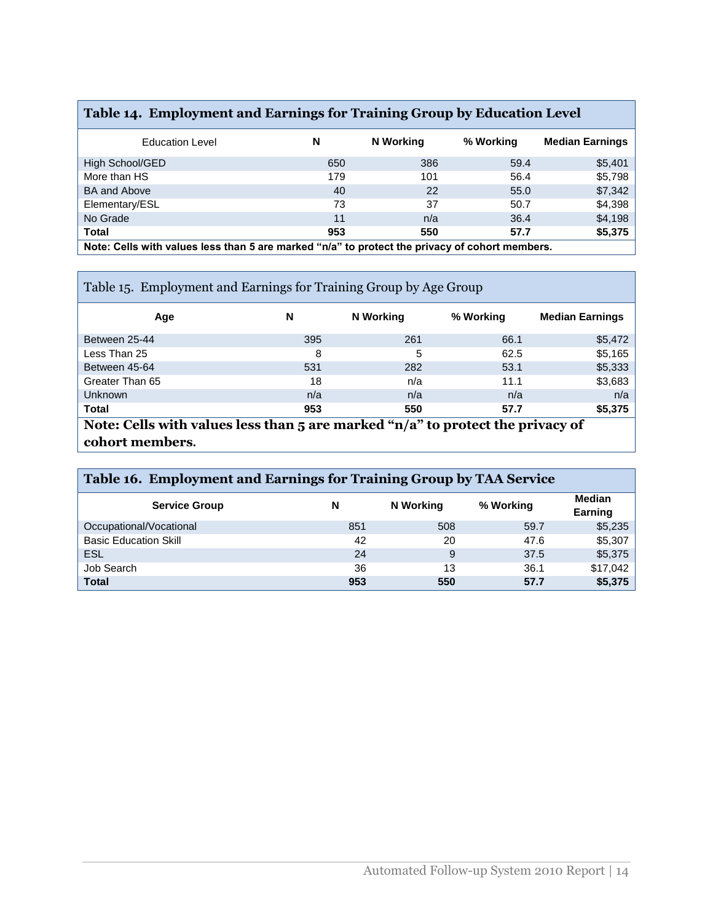### Table 14. Employment and Earnings for Training Group by Education Level

| Education Level | N | N Working | % Working | Median Earnings |
|---|---|---|---|---|
| High School/GED | 650 | 386 | 59.4 | $5,401 |
| More than HS | 179 | 101 | 56.4 | $5,798 |
| BA and Above | 40 | 22 | 55.0 | $7,342 |
| Elementary/ESL | 73 | 37 | 50.7 | $4,398 |
| No Grade | 11 | n/a | 36.4 | $4,198 |
| **Total** | **953** | **550** | **57.7** | **$5,375** |

**Note: Cells with values less than 5 are marked "n/a" to protect the privacy of cohort members.**

### Table 15. Employment and Earnings for Training Group by Age Group

| Age | N | N Working | % Working | Median Earnings |
|---|---|---|---|---|
| Between 25-44 | 395 | 261 | 66.1 | $5,472 |
| Less Than 25 | 8 | 5 | 62.5 | $5,165 |
| Between 45-64 | 531 | 282 | 53.1 | $5,333 |
| Greater Than 65 | 18 | n/a | 11.1 | $3,683 |
| Unknown | n/a | n/a | n/a | n/a |
| **Total** | **953** | **550** | **57.7** | **$5,375** |

**Note: Cells with values less than 5 are marked "n/a" to protect the privacy of cohort members.**

### Table 16. Employment and Earnings for Training Group by TAA Service

| Service Group | N | N Working | % Working | Median Earning |
|---|---|---|---|---|
| Occupational/Vocational | 851 | 508 | 59.7 | $5,235 |
| Basic Education Skill | 42 | 20 | 47.6 | $5,307 |
| ESL | 24 | 9 | 37.5 | $5,375 |
| Job Search | 36 | 13 | 36.1 | $17,042 |
| **Total** | **953** | **550** | **57.7** | **$5,375** |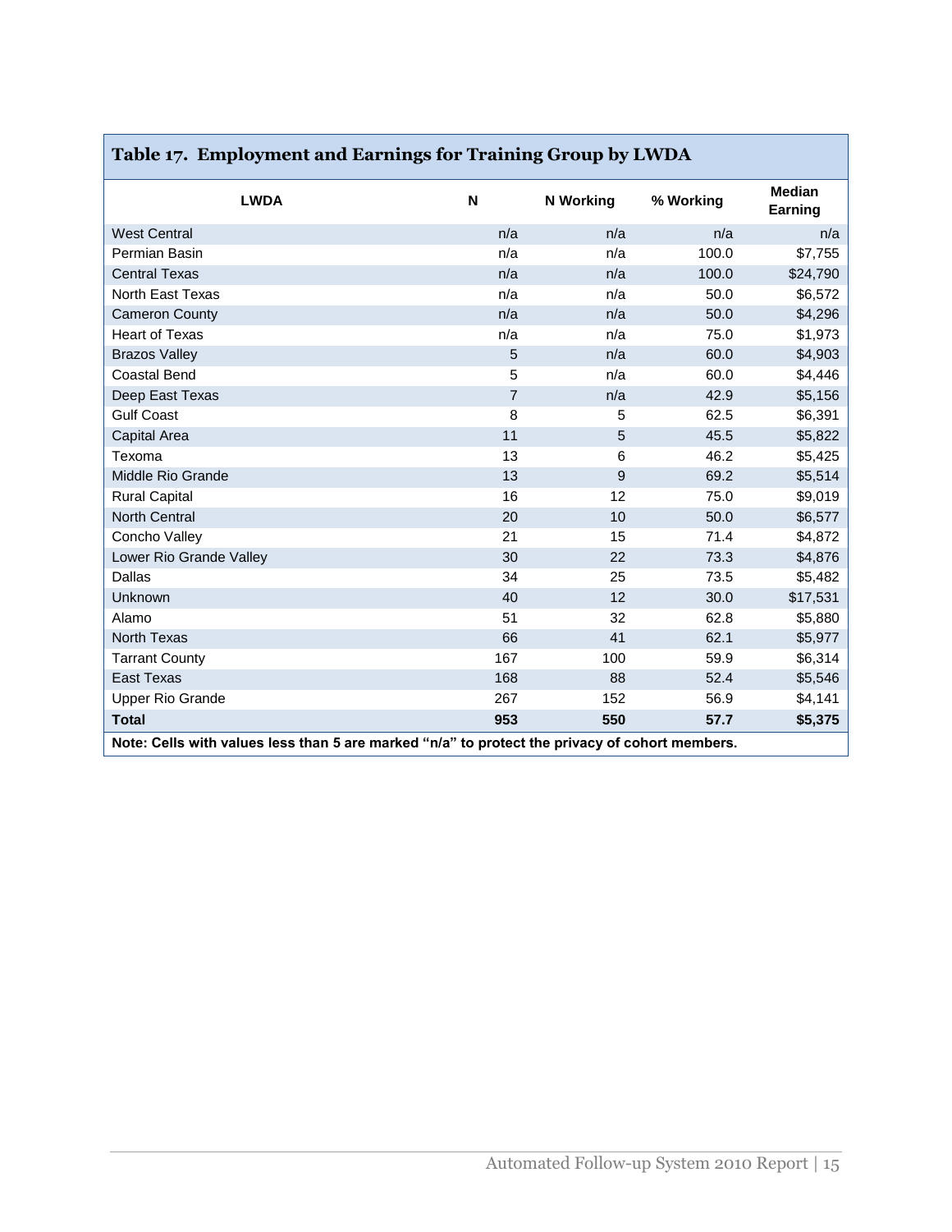## Table 17. Employment and Earnings for Training Group by LWDA

| LWDA | N | N Working | % Working | Median Earning |
|---|---|---|---|---|
| West Central | n/a | n/a | n/a | n/a |
| Permian Basin | n/a | n/a | 100.0 | $7,755 |
| Central Texas | n/a | n/a | 100.0 | $24,790 |
| North East Texas | n/a | n/a | 50.0 | $6,572 |
| Cameron County | n/a | n/a | 50.0 | $4,296 |
| Heart of Texas | n/a | n/a | 75.0 | $1,973 |
| Brazos Valley | 5 | n/a | 60.0 | $4,903 |
| Coastal Bend | 5 | n/a | 60.0 | $4,446 |
| Deep East Texas | 7 | n/a | 42.9 | $5,156 |
| Gulf Coast | 8 | 5 | 62.5 | $6,391 |
| Capital Area | 11 | 5 | 45.5 | $5,822 |
| Texoma | 13 | 6 | 46.2 | $5,425 |
| Middle Rio Grande | 13 | 9 | 69.2 | $5,514 |
| Rural Capital | 16 | 12 | 75.0 | $9,019 |
| North Central | 20 | 10 | 50.0 | $6,577 |
| Concho Valley | 21 | 15 | 71.4 | $4,872 |
| Lower Rio Grande Valley | 30 | 22 | 73.3 | $4,876 |
| Dallas | 34 | 25 | 73.5 | $5,482 |
| Unknown | 40 | 12 | 30.0 | $17,531 |
| Alamo | 51 | 32 | 62.8 | $5,880 |
| North Texas | 66 | 41 | 62.1 | $5,977 |
| Tarrant County | 167 | 100 | 59.9 | $6,314 |
| East Texas | 168 | 88 | 52.4 | $5,546 |
| Upper Rio Grande | 267 | 152 | 56.9 | $4,141 |
| **Total** | **953** | **550** | **57.7** | **$5,375** |

**Note: Cells with values less than 5 are marked "n/a" to protect the privacy of cohort members.**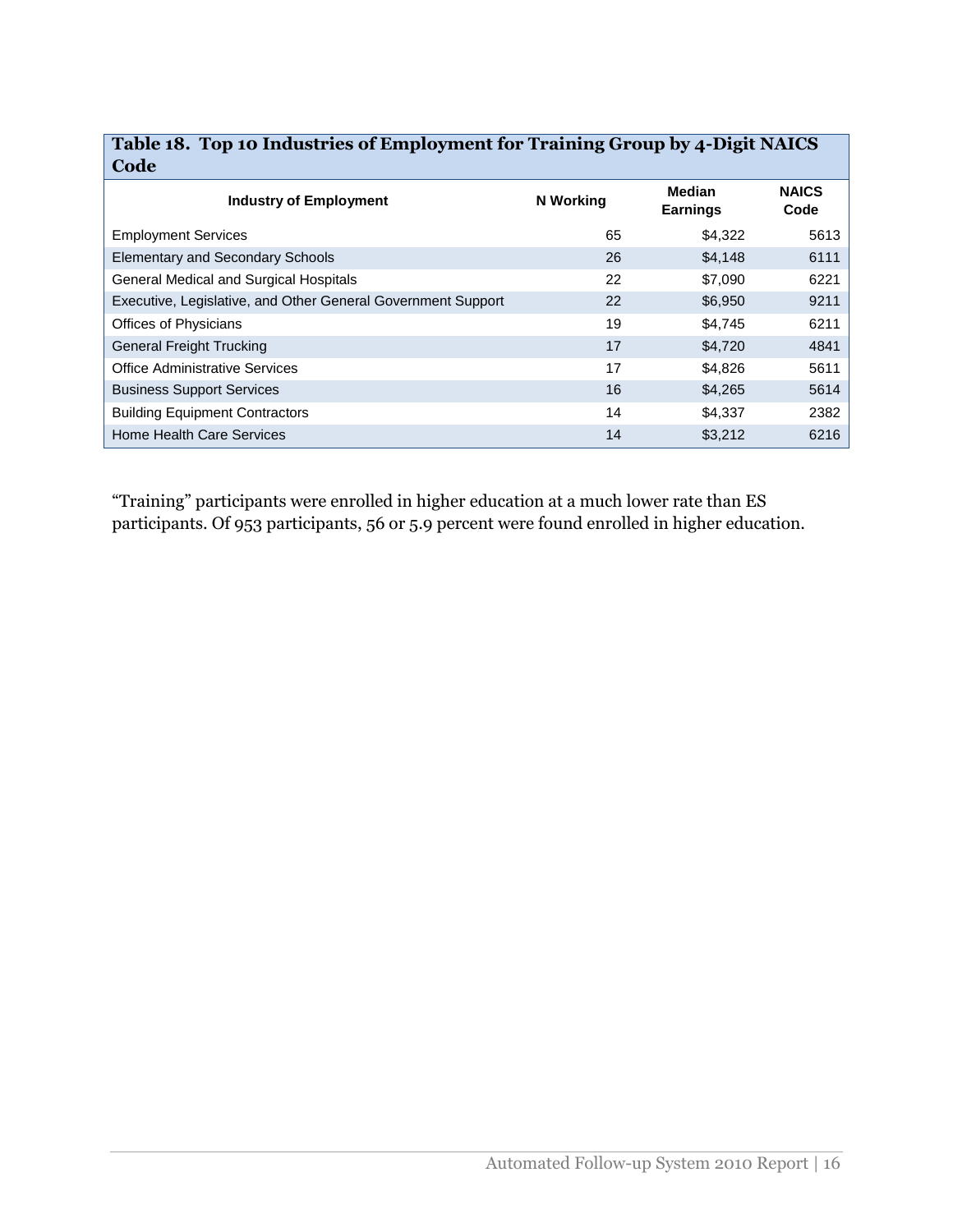## Table 18. Top 10 Industries of Employment for Training Group by 4-Digit NAICS Code

| Industry of Employment | N Working | Median Earnings | NAICS Code |
|---|---|---|---|
| Employment Services | 65 | $4,322 | 5613 |
| Elementary and Secondary Schools | 26 | $4,148 | 6111 |
| General Medical and Surgical Hospitals | 22 | $7,090 | 6221 |
| Executive, Legislative, and Other General Government Support | 22 | $6,950 | 9211 |
| Offices of Physicians | 19 | $4,745 | 6211 |
| General Freight Trucking | 17 | $4,720 | 4841 |
| Office Administrative Services | 17 | $4,826 | 5611 |
| Business Support Services | 16 | $4,265 | 5614 |
| Building Equipment Contractors | 14 | $4,337 | 2382 |
| Home Health Care Services | 14 | $3,212 | 6216 |

"Training" participants were enrolled in higher education at a much lower rate than ES participants. Of 953 participants, 56 or 5.9 percent were found enrolled in higher education.